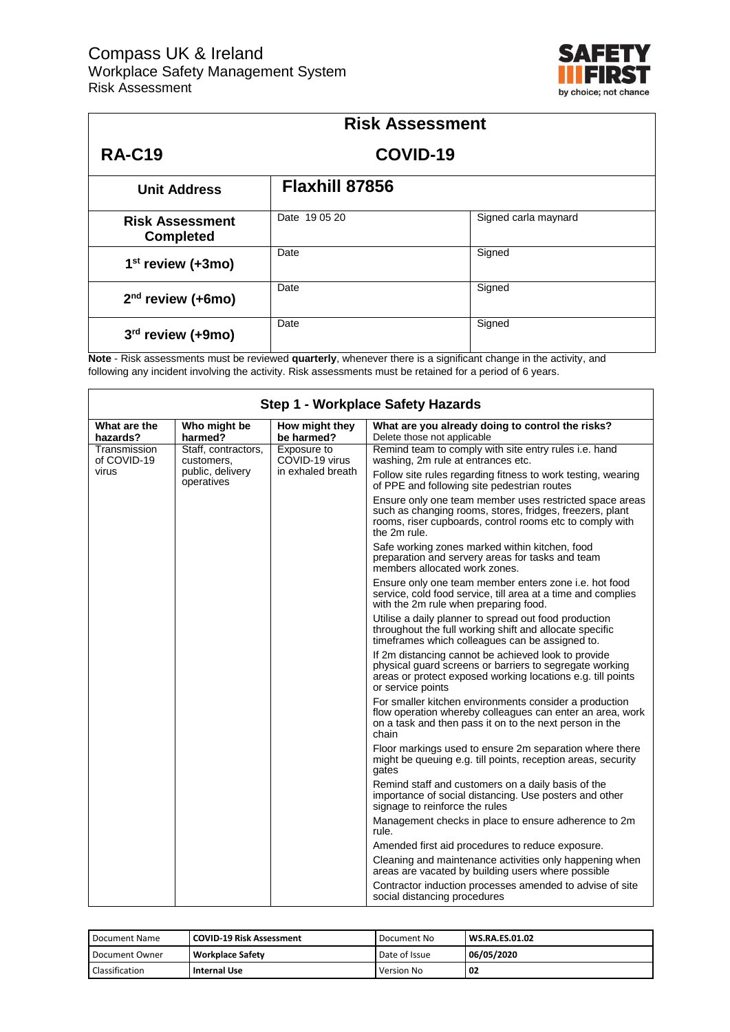# Compass UK & Ireland

Workplace Safety Management System

Risk Assessment

SAFETY FIRST by choice; not chance

| Risk Assessment | | |
|---|---|---|
| **RA-C19** | **COVID-19** | |
| **Unit Address** | **Flaxhill 87856** | |
| **Risk Assessment Completed** | Date 19 05 20 | Signed carla maynard |
| **1st review (+3mo)** | Date | Signed |
| **2nd review (+6mo)** | Date | Signed |
| **3rd review (+9mo)** | Date | Signed |

**Note** - Risk assessments must be reviewed **quarterly**, whenever there is a significant change in the activity, and following any incident involving the activity. Risk assessments must be retained for a period of 6 years.

## Step 1 - Workplace Safety Hazards

| What are the hazards? | Who might be harmed? | How might they be harmed? | What are you already doing to control the risks? Delete those not applicable |
|---|---|---|---|
| Transmission of COVID-19 virus | Staff, contractors, customers, public, delivery operatives | Exposure to COVID-19 virus in exhaled breath | Remind team to comply with site entry rules i.e. hand washing, 2m rule at entrances etc. |
| | | | Follow site rules regarding fitness to work testing, wearing of PPE and following site pedestrian routes |
| | | | Ensure only one team member uses restricted space areas such as changing rooms, stores, fridges, freezers, plant rooms, riser cupboards, control rooms etc to comply with the 2m rule. |
| | | | Safe working zones marked within kitchen, food preparation and servery areas for tasks and team members allocated work zones. |
| | | | Ensure only one team member enters zone i.e. hot food service, cold food service, till area at a time and complies with the 2m rule when preparing food. |
| | | | Utilise a daily planner to spread out food production throughout the full working shift and allocate specific timeframes which colleagues can be assigned to. |
| | | | If 2m distancing cannot be achieved look to provide physical guard screens or barriers to segregate working areas or protect exposed working locations e.g. till points or service points |
| | | | For smaller kitchen environments consider a production flow operation whereby colleagues can enter an area, work on a task and then pass it on to the next person in the chain |
| | | | Floor markings used to ensure 2m separation where there might be queuing e.g. till points, reception areas, security gates |
| | | | Remind staff and customers on a daily basis of the importance of social distancing. Use posters and other signage to reinforce the rules |
| | | | Management checks in place to ensure adherence to 2m rule. |
| | | | Amended first aid procedures to reduce exposure. |
| | | | Cleaning and maintenance activities only happening when areas are vacated by building users where possible |
| | | | Contractor induction processes amended to advise of site social distancing procedures |

| Document Name | COVID-19 Risk Assessment | Document No | WS.RA.ES.01.02 |
|---|---|---|---|
| Document Owner | Workplace Safety | Date of Issue | 06/05/2020 |
| Classification | Internal Use | Version No | 02 |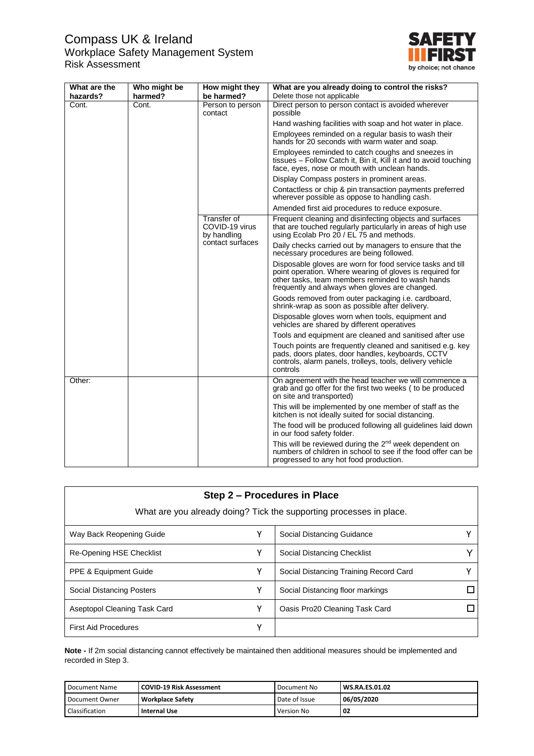| What are the hazards? | Who might be harmed? | How might they be harmed? | What are you already doing to control the risks? Delete those not applicable |
|---|---|---|---|
| Cont. | Cont. | Person to person contact | Direct person to person contact is avoided wherever possible |
| | | | Hand washing facilities with soap and hot water in place. |
| | | | Employees reminded on a regular basis to wash their hands for 20 seconds with warm water and soap. |
| | | | Employees reminded to catch coughs and sneezes in tissues – Follow Catch it, Bin it, Kill it and to avoid touching face, eyes, nose or mouth with unclean hands. |
| | | | Display Compass posters in prominent areas. |
| | | | Contactless or chip & pin transaction payments preferred wherever possible as oppose to handling cash. |
| | | | Amended first aid procedures to reduce exposure. |
| | | Transfer of COVID-19 virus by handling contact surfaces | Frequent cleaning and disinfecting objects and surfaces that are touched regularly particularly in areas of high use using Ecolab Pro 20 / EL 75 and methods. |
| | | | Daily checks carried out by managers to ensure that the necessary procedures are being followed. |
| | | | Disposable gloves are worn for food service tasks and till point operation. Where wearing of gloves is required for other tasks, team members reminded to wash hands frequently and always when gloves are changed. |
| | | | Goods removed from outer packaging i.e. cardboard, shrink-wrap as soon as possible after delivery. |
| | | | Disposable gloves worn when tools, equipment and vehicles are shared by different operatives |
| | | | Tools and equipment are cleaned and sanitised after use |
| | | | Touch points are frequently cleaned and sanitised e.g. key pads, doors plates, door handles, keyboards, CCTV controls, alarm panels, trolleys, tools, delivery vehicle controls |
| Other: | | | On agreement with the head teacher we will commence a grab and go offer for the first two weeks ( to be produced on site and transported) |
| | | | This will be implemented by one member of staff as the kitchen is not ideally suited for social distancing. |
| | | | The food will be produced following all guidelines laid down in our food safety folder. |
| | | | This will be reviewed during the 2nd week dependent on numbers of children in school to see if the food offer can be progressed to any hot food production. |

## Step 2 – Procedures in Place

What are you already doing? Tick the supporting processes in place.

| Process | | Process | |
|---|---|---|---|
| Way Back Reopening Guide | Y | Social Distancing Guidance | Y |
| Re-Opening HSE Checklist | Y | Social Distancing Checklist | Y |
| PPE & Equipment Guide | Y | Social Distancing Training Record Card | Y |
| Social Distancing Posters | Y | Social Distancing floor markings | ☐ |
| Aseptopol Cleaning Task Card | Y | Oasis Pro20 Cleaning Task Card | ☐ |
| First Aid Procedures | Y | | |

**Note -** If 2m social distancing cannot effectively be maintained then additional measures should be implemented and recorded in Step 3.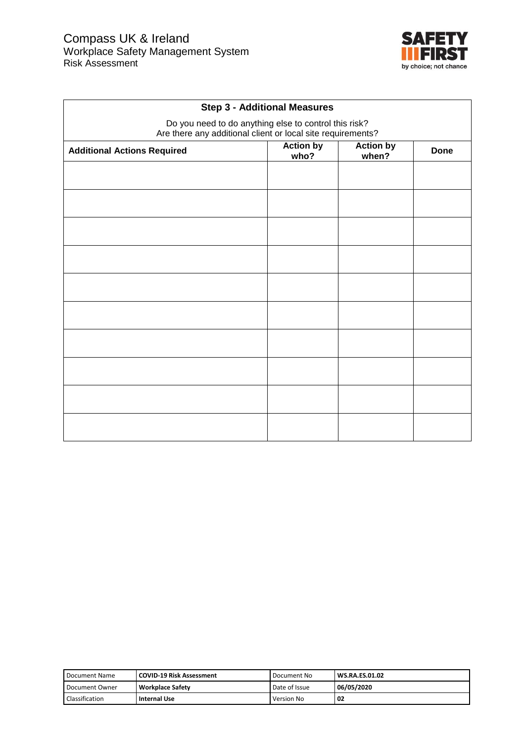| Step 3 - Additional Measures | | | |
|---|---|---|---|
| Do you need to do anything else to control this risk?<br>Are there any additional client or local site requirements? | | | |
| **Additional Actions Required** | **Action by who?** | **Action by when?** | **Done** |
| | | | |
| | | | |
| | | | |
| | | | |
| | | | |
| | | | |
| | | | |
| | | | |
| | | | |
| | | | |